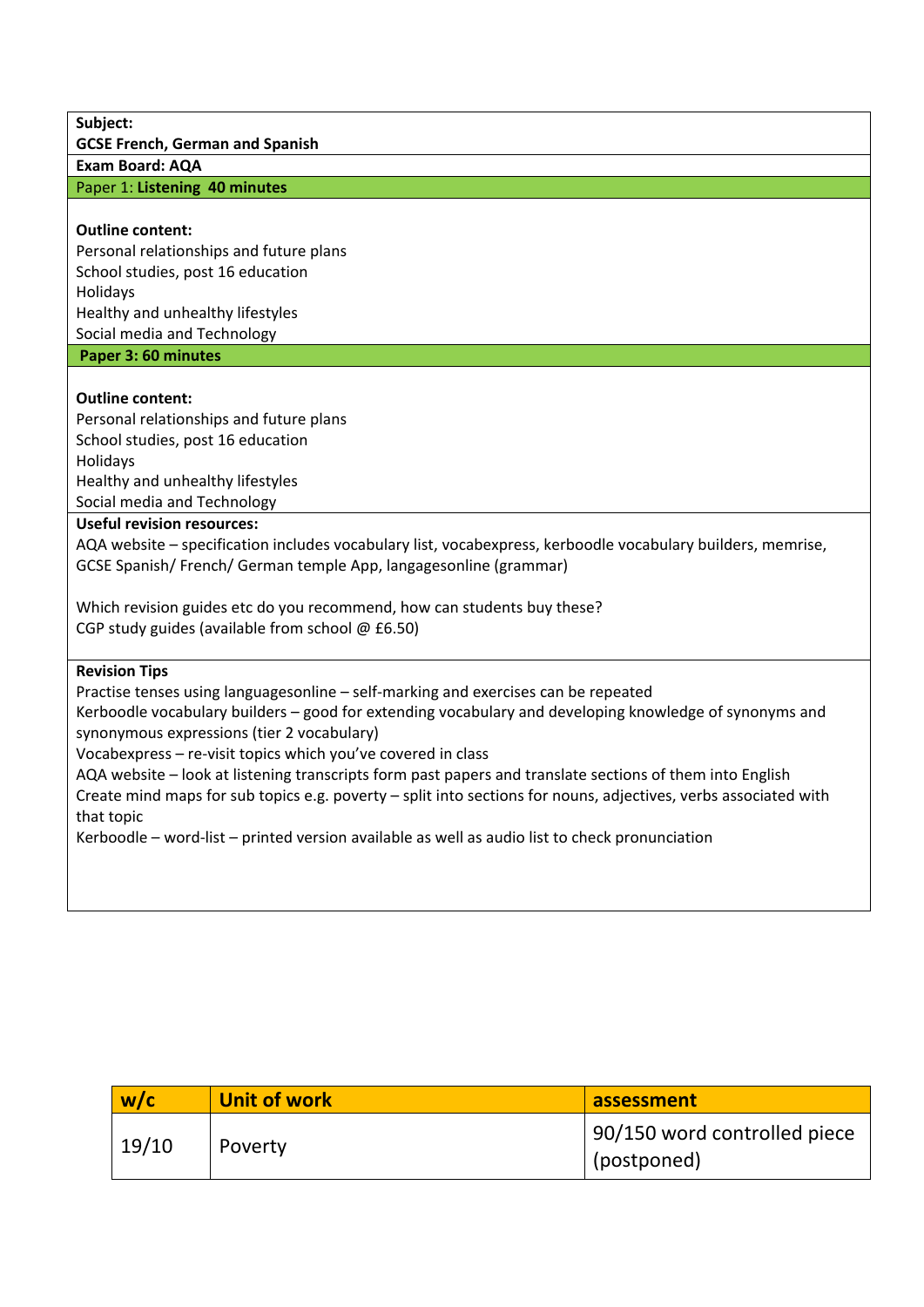**Subject:**
**GCSE French, German and Spanish**

**Exam Board: AQA**

Paper 1: **Listening 40 minutes**

**Outline content:**
Personal relationships and future plans
School studies, post 16 education
Holidays
Healthy and unhealthy lifestyles
Social media and Technology

**Paper 3: 60 minutes**

**Outline content:**
Personal relationships and future plans
School studies, post 16 education
Holidays
Healthy and unhealthy lifestyles
Social media and Technology

**Useful revision resources:**
AQA website – specification includes vocabulary list, vocabexpress, kerboodle vocabulary builders, memrise, GCSE Spanish/ French/ German temple App, langagesonline (grammar)

Which revision guides etc do you recommend, how can students buy these?
CGP study guides (available from school @ £6.50)

**Revision Tips**
Practise tenses using languagesonline – self-marking and exercises can be repeated
Kerboodle vocabulary builders – good for extending vocabulary and developing knowledge of synonyms and synonymous expressions (tier 2 vocabulary)
Vocabexpress – re-visit topics which you've covered in class
AQA website – look at listening transcripts form past papers and translate sections of them into English
Create mind maps for sub topics e.g. poverty – split into sections for nouns, adjectives, verbs associated with that topic
Kerboodle – word-list – printed version available as well as audio list to check pronunciation

| w/c | Unit of work | assessment |
|---|---|---|
| 19/10 | Poverty | 90/150 word controlled piece (postponed) |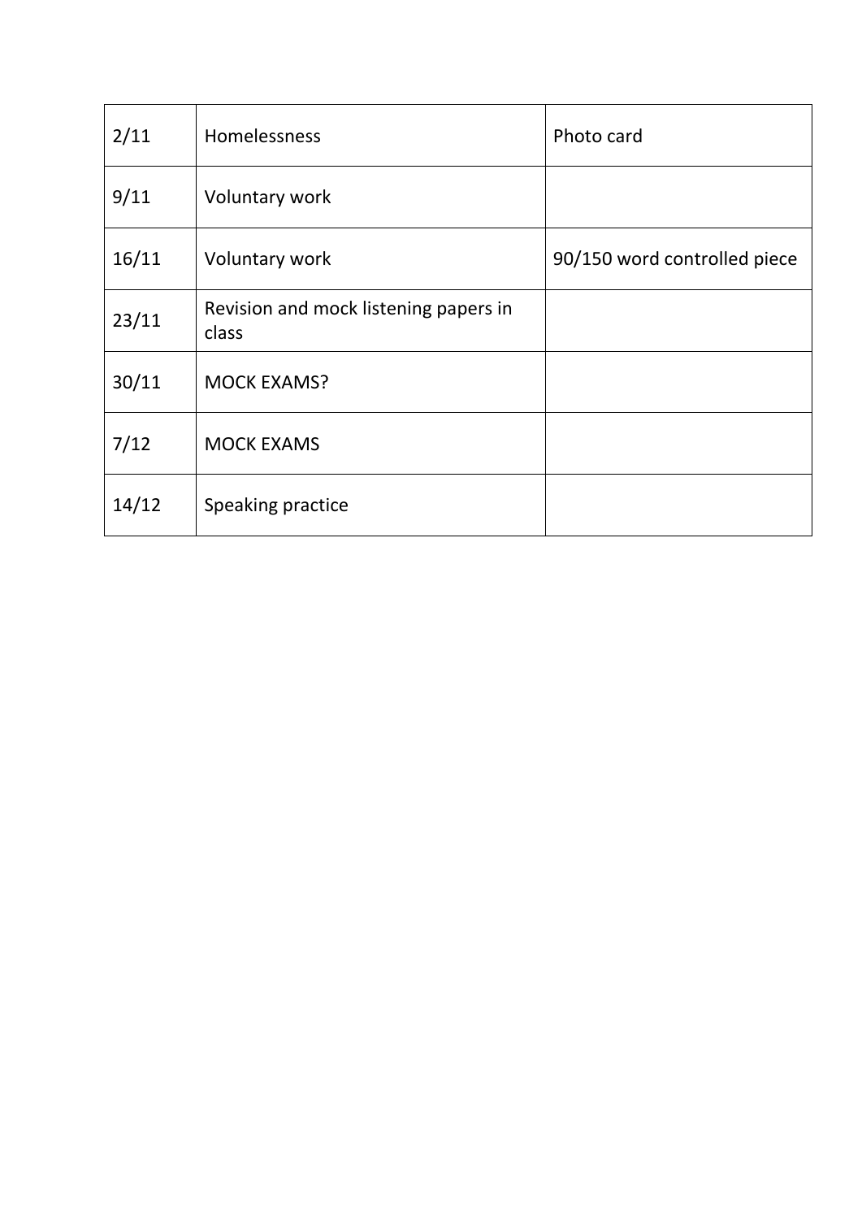| | | |
|---|---|---|
| 2/11 | Homelessness | Photo card |
| 9/11 | Voluntary work | |
| 16/11 | Voluntary work | 90/150 word controlled piece |
| 23/11 | Revision and mock listening papers in class | |
| 30/11 | MOCK EXAMS? | |
| 7/12 | MOCK EXAMS | |
| 14/12 | Speaking practice | |